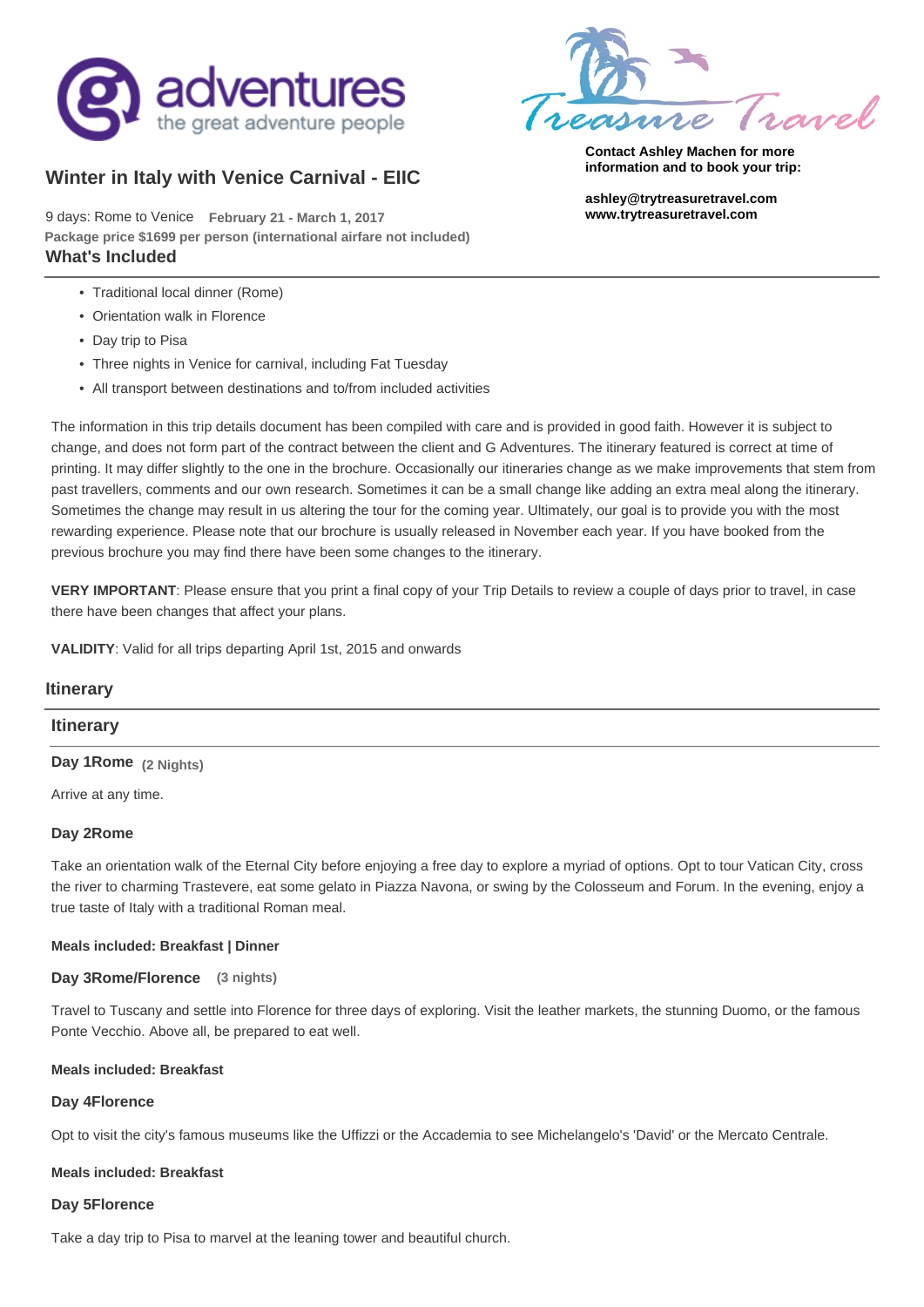g adventures
the great adventure people

Treasure Travel

**Contact Ashley Machen for more information and to book your trip:**

**ashley@trytreasuretravel.com**
**www.trytreasuretravel.com**

## Winter in Italy with Venice Carnival - EIIC

9 days: Rome to Venice **February 21 - March 1, 2017**
**Package price $1699 per person (international airfare not included)**

### What's Included

- Traditional local dinner (Rome)
- Orientation walk in Florence
- Day trip to Pisa
- Three nights in Venice for carnival, including Fat Tuesday
- All transport between destinations and to/from included activities

The information in this trip details document has been compiled with care and is provided in good faith. However it is subject to change, and does not form part of the contract between the client and G Adventures. The itinerary featured is correct at time of printing. It may differ slightly to the one in the brochure. Occasionally our itineraries change as we make improvements that stem from past travellers, comments and our own research. Sometimes it can be a small change like adding an extra meal along the itinerary. Sometimes the change may result in us altering the tour for the coming year. Ultimately, our goal is to provide you with the most rewarding experience. Please note that our brochure is usually released in November each year. If you have booked from the previous brochure you may find there have been some changes to the itinerary.

**VERY IMPORTANT**: Please ensure that you print a final copy of your Trip Details to review a couple of days prior to travel, in case there have been changes that affect your plans.

**VALIDITY**: Valid for all trips departing April 1st, 2015 and onwards

### Itinerary

### Itinerary

#### Day 1Rome (2 Nights)

Arrive at any time.

#### Day 2Rome

Take an orientation walk of the Eternal City before enjoying a free day to explore a myriad of options. Opt to tour Vatican City, cross the river to charming Trastevere, eat some gelato in Piazza Navona, or swing by the Colosseum and Forum. In the evening, enjoy a true taste of Italy with a traditional Roman meal.

**Meals included: Breakfast | Dinner**

#### Day 3Rome/Florence (3 nights)

Travel to Tuscany and settle into Florence for three days of exploring. Visit the leather markets, the stunning Duomo, or the famous Ponte Vecchio. Above all, be prepared to eat well.

**Meals included: Breakfast**

#### Day 4Florence

Opt to visit the city's famous museums like the Uffizi or the Accademia to see Michelangelo's 'David' or the Mercato Centrale.

**Meals included: Breakfast**

#### Day 5Florence

Take a day trip to Pisa to marvel at the leaning tower and beautiful church.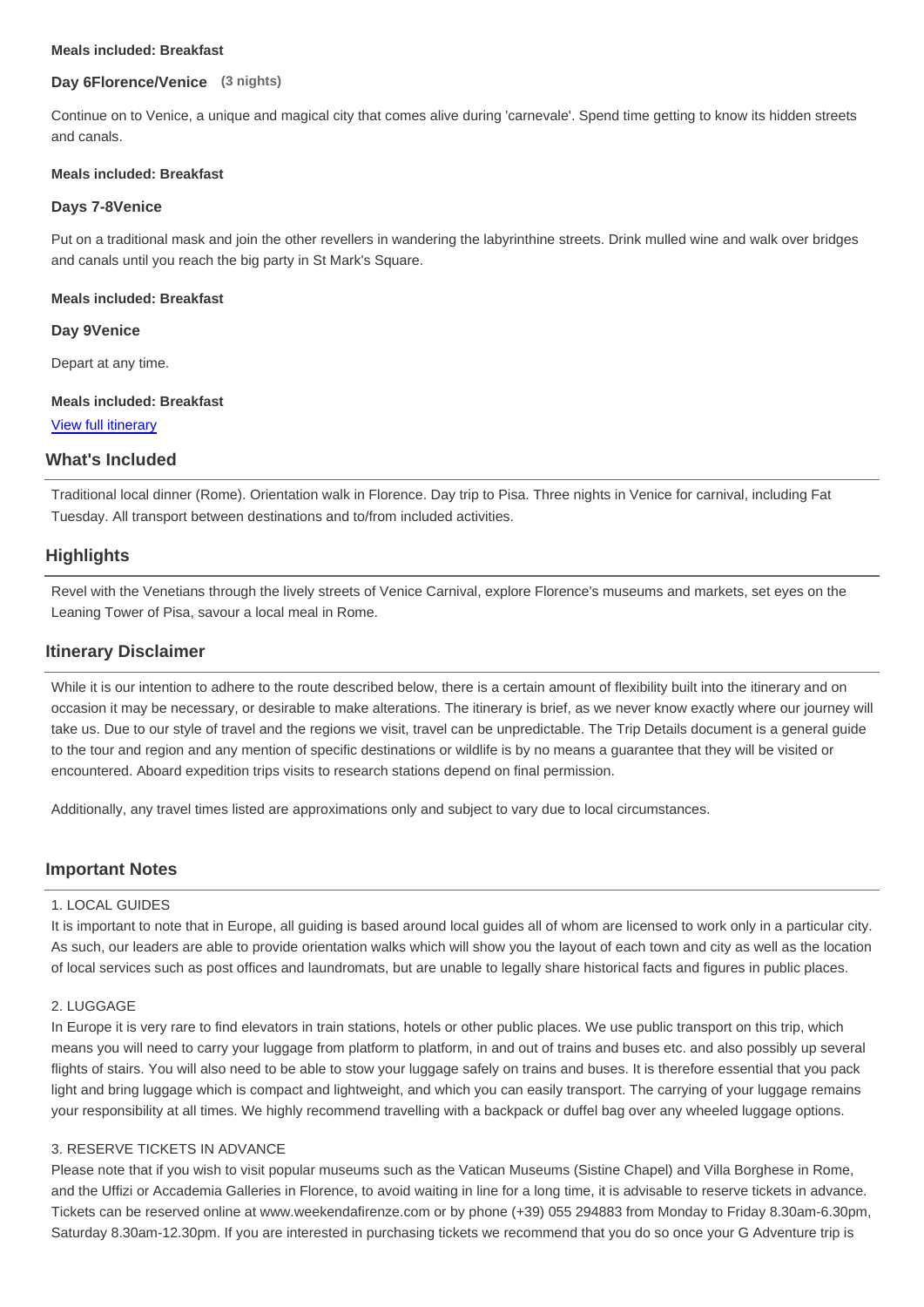**Meals included: Breakfast**

**Day 6Florence/Venice** (3 nights)

Continue on to Venice, a unique and magical city that comes alive during 'carnevale'. Spend time getting to know its hidden streets and canals.

**Meals included: Breakfast**

**Days 7-8Venice**

Put on a traditional mask and join the other revellers in wandering the labyrinthine streets. Drink mulled wine and walk over bridges and canals until you reach the big party in St Mark's Square.

**Meals included: Breakfast**

**Day 9Venice**

Depart at any time.

**Meals included: Breakfast**

View full itinerary

## What's Included

Traditional local dinner (Rome). Orientation walk in Florence. Day trip to Pisa. Three nights in Venice for carnival, including Fat Tuesday. All transport between destinations and to/from included activities.

## Highlights

Revel with the Venetians through the lively streets of Venice Carnival, explore Florence's museums and markets, set eyes on the Leaning Tower of Pisa, savour a local meal in Rome.

## Itinerary Disclaimer

While it is our intention to adhere to the route described below, there is a certain amount of flexibility built into the itinerary and on occasion it may be necessary, or desirable to make alterations. The itinerary is brief, as we never know exactly where our journey will take us. Due to our style of travel and the regions we visit, travel can be unpredictable. The Trip Details document is a general guide to the tour and region and any mention of specific destinations or wildlife is by no means a guarantee that they will be visited or encountered. Aboard expedition trips visits to research stations depend on final permission.

Additionally, any travel times listed are approximations only and subject to vary due to local circumstances.

## Important Notes

1. LOCAL GUIDES
It is important to note that in Europe, all guiding is based around local guides all of whom are licensed to work only in a particular city. As such, our leaders are able to provide orientation walks which will show you the layout of each town and city as well as the location of local services such as post offices and laundromats, but are unable to legally share historical facts and figures in public places.

2. LUGGAGE
In Europe it is very rare to find elevators in train stations, hotels or other public places. We use public transport on this trip, which means you will need to carry your luggage from platform to platform, in and out of trains and buses etc. and also possibly up several flights of stairs. You will also need to be able to stow your luggage safely on trains and buses. It is therefore essential that you pack light and bring luggage which is compact and lightweight, and which you can easily transport. The carrying of your luggage remains your responsibility at all times. We highly recommend travelling with a backpack or duffel bag over any wheeled luggage options.

3. RESERVE TICKETS IN ADVANCE
Please note that if you wish to visit popular museums such as the Vatican Museums (Sistine Chapel) and Villa Borghese in Rome, and the Uffizi or Accademia Galleries in Florence, to avoid waiting in line for a long time, it is advisable to reserve tickets in advance. Tickets can be reserved online at www.weekendafirenze.com or by phone (+39) 055 294883 from Monday to Friday 8.30am-6.30pm, Saturday 8.30am-12.30pm. If you are interested in purchasing tickets we recommend that you do so once your G Adventure trip is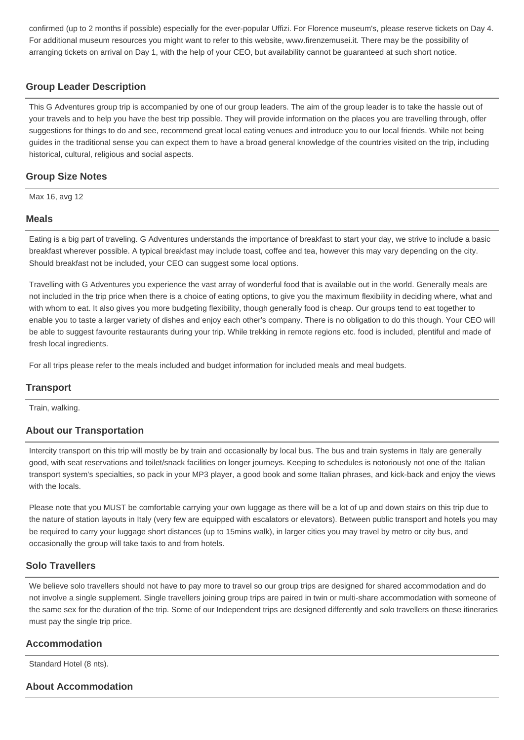confirmed (up to 2 months if possible) especially for the ever-popular Uffizi. For Florence museum's, please reserve tickets on Day 4. For additional museum resources you might want to refer to this website, www.firenzemusei.it. There may be the possibility of arranging tickets on arrival on Day 1, with the help of your CEO, but availability cannot be guaranteed at such short notice.

## Group Leader Description

This G Adventures group trip is accompanied by one of our group leaders. The aim of the group leader is to take the hassle out of your travels and to help you have the best trip possible. They will provide information on the places you are travelling through, offer suggestions for things to do and see, recommend great local eating venues and introduce you to our local friends. While not being guides in the traditional sense you can expect them to have a broad general knowledge of the countries visited on the trip, including historical, cultural, religious and social aspects.

## Group Size Notes

Max 16, avg 12

## Meals

Eating is a big part of traveling. G Adventures understands the importance of breakfast to start your day, we strive to include a basic breakfast wherever possible. A typical breakfast may include toast, coffee and tea, however this may vary depending on the city. Should breakfast not be included, your CEO can suggest some local options.

Travelling with G Adventures you experience the vast array of wonderful food that is available out in the world. Generally meals are not included in the trip price when there is a choice of eating options, to give you the maximum flexibility in deciding where, what and with whom to eat. It also gives you more budgeting flexibility, though generally food is cheap. Our groups tend to eat together to enable you to taste a larger variety of dishes and enjoy each other's company. There is no obligation to do this though. Your CEO will be able to suggest favourite restaurants during your trip. While trekking in remote regions etc. food is included, plentiful and made of fresh local ingredients.

For all trips please refer to the meals included and budget information for included meals and meal budgets.

## Transport

Train, walking.

## About our Transportation

Intercity transport on this trip will mostly be by train and occasionally by local bus. The bus and train systems in Italy are generally good, with seat reservations and toilet/snack facilities on longer journeys. Keeping to schedules is notoriously not one of the Italian transport system's specialties, so pack in your MP3 player, a good book and some Italian phrases, and kick-back and enjoy the views with the locals.

Please note that you MUST be comfortable carrying your own luggage as there will be a lot of up and down stairs on this trip due to the nature of station layouts in Italy (very few are equipped with escalators or elevators). Between public transport and hotels you may be required to carry your luggage short distances (up to 15mins walk), in larger cities you may travel by metro or city bus, and occasionally the group will take taxis to and from hotels.

## Solo Travellers

We believe solo travellers should not have to pay more to travel so our group trips are designed for shared accommodation and do not involve a single supplement. Single travellers joining group trips are paired in twin or multi-share accommodation with someone of the same sex for the duration of the trip. Some of our Independent trips are designed differently and solo travellers on these itineraries must pay the single trip price.

## Accommodation

Standard Hotel (8 nts).

## About Accommodation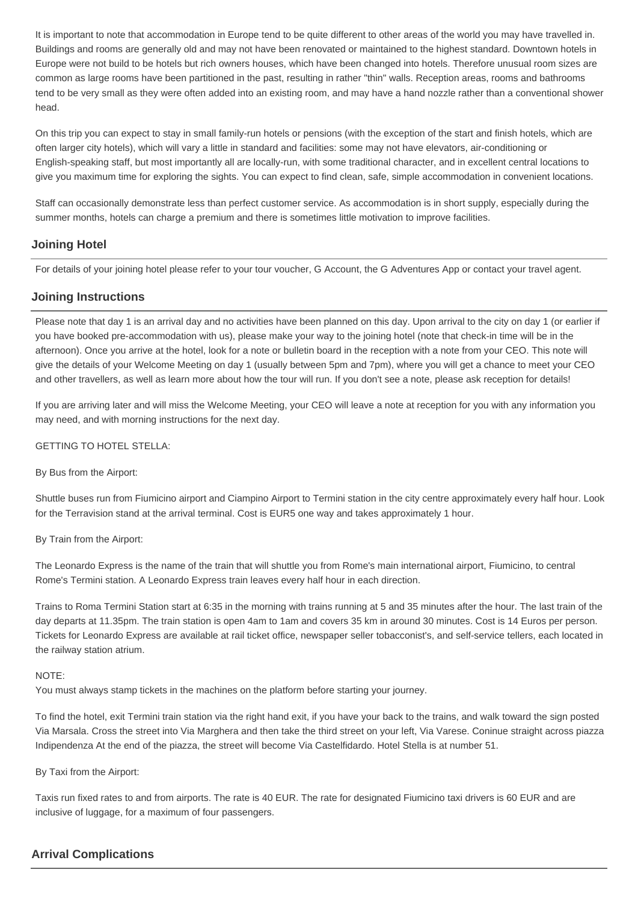It is important to note that accommodation in Europe tend to be quite different to other areas of the world you may have travelled in. Buildings and rooms are generally old and may not have been renovated or maintained to the highest standard. Downtown hotels in Europe were not build to be hotels but rich owners houses, which have been changed into hotels. Therefore unusual room sizes are common as large rooms have been partitioned in the past, resulting in rather "thin" walls. Reception areas, rooms and bathrooms tend to be very small as they were often added into an existing room, and may have a hand nozzle rather than a conventional shower head.

On this trip you can expect to stay in small family-run hotels or pensions (with the exception of the start and finish hotels, which are often larger city hotels), which will vary a little in standard and facilities: some may not have elevators, air-conditioning or English-speaking staff, but most importantly all are locally-run, with some traditional character, and in excellent central locations to give you maximum time for exploring the sights. You can expect to find clean, safe, simple accommodation in convenient locations.

Staff can occasionally demonstrate less than perfect customer service. As accommodation is in short supply, especially during the summer months, hotels can charge a premium and there is sometimes little motivation to improve facilities.

## Joining Hotel

For details of your joining hotel please refer to your tour voucher, G Account, the G Adventures App or contact your travel agent.

## Joining Instructions

Please note that day 1 is an arrival day and no activities have been planned on this day. Upon arrival to the city on day 1 (or earlier if you have booked pre-accommodation with us), please make your way to the joining hotel (note that check-in time will be in the afternoon). Once you arrive at the hotel, look for a note or bulletin board in the reception with a note from your CEO. This note will give the details of your Welcome Meeting on day 1 (usually between 5pm and 7pm), where you will get a chance to meet your CEO and other travellers, as well as learn more about how the tour will run. If you don't see a note, please ask reception for details!

If you are arriving later and will miss the Welcome Meeting, your CEO will leave a note at reception for you with any information you may need, and with morning instructions for the next day.

GETTING TO HOTEL STELLA:

By Bus from the Airport:

Shuttle buses run from Fiumicino airport and Ciampino Airport to Termini station in the city centre approximately every half hour. Look for the Terravision stand at the arrival terminal. Cost is EUR5 one way and takes approximately 1 hour.

By Train from the Airport:

The Leonardo Express is the name of the train that will shuttle you from Rome's main international airport, Fiumicino, to central Rome's Termini station. A Leonardo Express train leaves every half hour in each direction.

Trains to Roma Termini Station start at 6:35 in the morning with trains running at 5 and 35 minutes after the hour. The last train of the day departs at 11.35pm. The train station is open 4am to 1am and covers 35 km in around 30 minutes. Cost is 14 Euros per person. Tickets for Leonardo Express are available at rail ticket office, newspaper seller tobacconist's, and self-service tellers, each located in the railway station atrium.

NOTE:
You must always stamp tickets in the machines on the platform before starting your journey.

To find the hotel, exit Termini train station via the right hand exit, if you have your back to the trains, and walk toward the sign posted Via Marsala. Cross the street into Via Marghera and then take the third street on your left, Via Varese. Coninue straight across piazza Indipendenza At the end of the piazza, the street will become Via Castelfidardo. Hotel Stella is at number 51.

By Taxi from the Airport:

Taxis run fixed rates to and from airports. The rate is 40 EUR. The rate for designated Fiumicino taxi drivers is 60 EUR and are inclusive of luggage, for a maximum of four passengers.

## Arrival Complications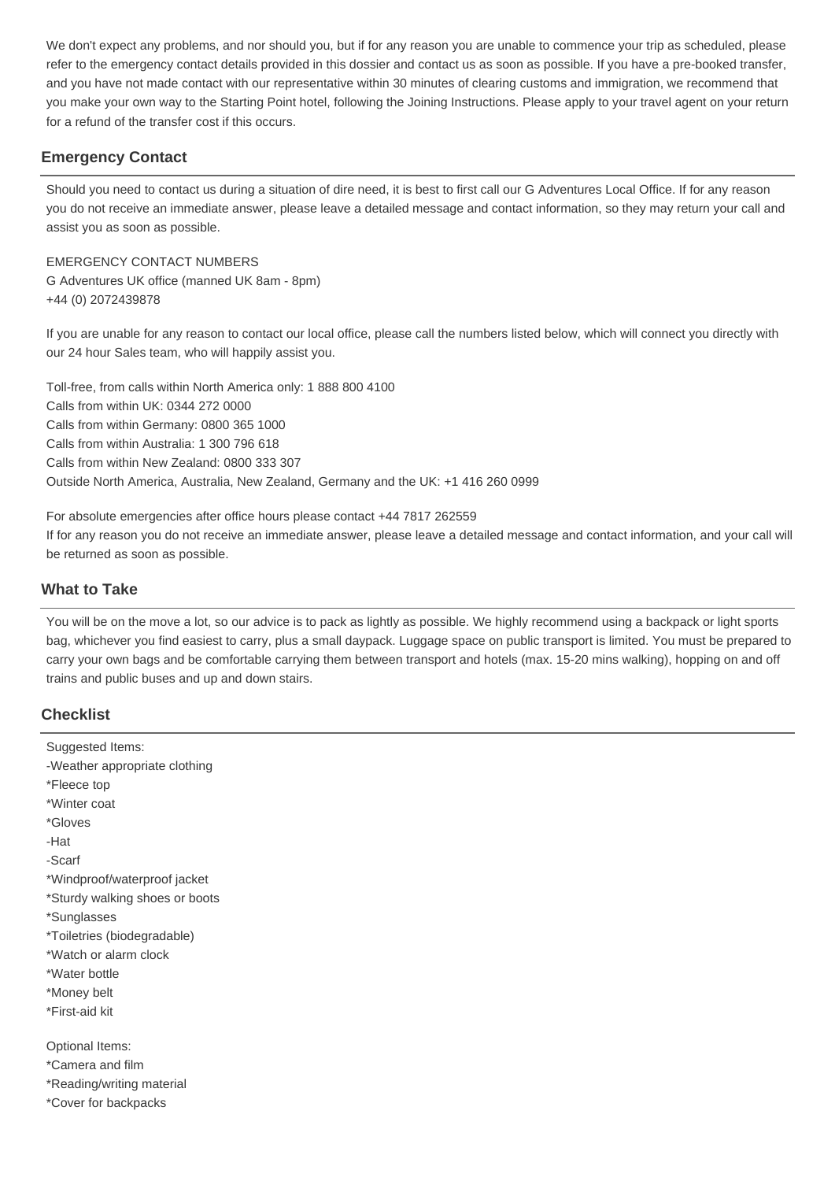We don't expect any problems, and nor should you, but if for any reason you are unable to commence your trip as scheduled, please refer to the emergency contact details provided in this dossier and contact us as soon as possible. If you have a pre-booked transfer, and you have not made contact with our representative within 30 minutes of clearing customs and immigration, we recommend that you make your own way to the Starting Point hotel, following the Joining Instructions. Please apply to your travel agent on your return for a refund of the transfer cost if this occurs.

## Emergency Contact

Should you need to contact us during a situation of dire need, it is best to first call our G Adventures Local Office. If for any reason you do not receive an immediate answer, please leave a detailed message and contact information, so they may return your call and assist you as soon as possible.

EMERGENCY CONTACT NUMBERS
G Adventures UK office (manned UK 8am - 8pm)
+44 (0) 2072439878

If you are unable for any reason to contact our local office, please call the numbers listed below, which will connect you directly with our 24 hour Sales team, who will happily assist you.

Toll-free, from calls within North America only: 1 888 800 4100
Calls from within UK: 0344 272 0000
Calls from within Germany: 0800 365 1000
Calls from within Australia: 1 300 796 618
Calls from within New Zealand: 0800 333 307
Outside North America, Australia, New Zealand, Germany and the UK: +1 416 260 0999

For absolute emergencies after office hours please contact +44 7817 262559
If for any reason you do not receive an immediate answer, please leave a detailed message and contact information, and your call will be returned as soon as possible.

## What to Take

You will be on the move a lot, so our advice is to pack as lightly as possible. We highly recommend using a backpack or light sports bag, whichever you find easiest to carry, plus a small daypack. Luggage space on public transport is limited. You must be prepared to carry your own bags and be comfortable carrying them between transport and hotels (max. 15-20 mins walking), hopping on and off trains and public buses and up and down stairs.

## Checklist

Suggested Items:
-Weather appropriate clothing
*Fleece top
*Winter coat
*Gloves
-Hat
-Scarf
*Windproof/waterproof jacket
*Sturdy walking shoes or boots
*Sunglasses
*Toiletries (biodegradable)
*Watch or alarm clock
*Water bottle
*Money belt
*First-aid kit

Optional Items:
*Camera and film
*Reading/writing material
*Cover for backpacks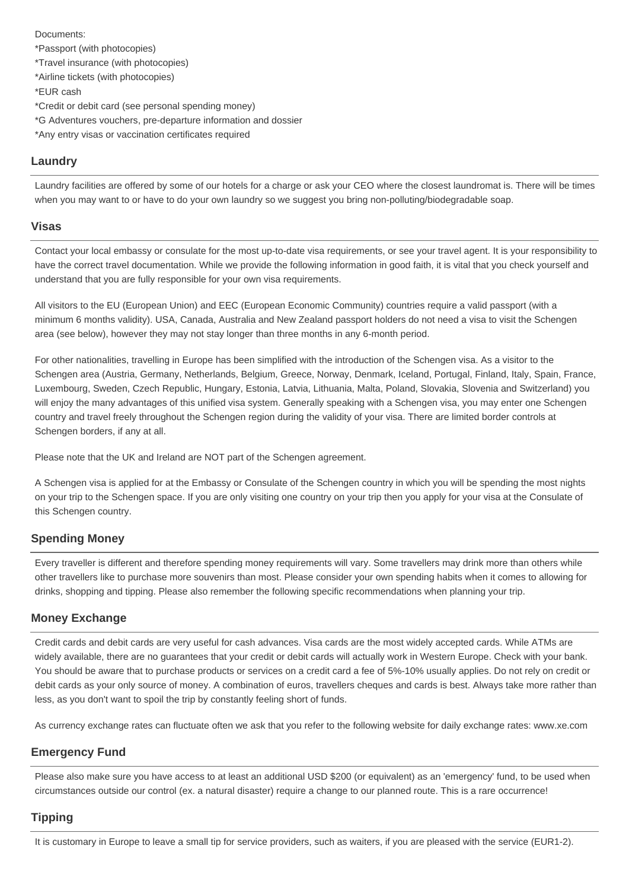Documents:
*Passport (with photocopies)
*Travel insurance (with photocopies)
*Airline tickets (with photocopies)
*EUR cash
*Credit or debit card (see personal spending money)
*G Adventures vouchers, pre-departure information and dossier
*Any entry visas or vaccination certificates required

## Laundry

Laundry facilities are offered by some of our hotels for a charge or ask your CEO where the closest laundromat is. There will be times when you may want to or have to do your own laundry so we suggest you bring non-polluting/biodegradable soap.

## Visas

Contact your local embassy or consulate for the most up-to-date visa requirements, or see your travel agent. It is your responsibility to have the correct travel documentation. While we provide the following information in good faith, it is vital that you check yourself and understand that you are fully responsible for your own visa requirements.

All visitors to the EU (European Union) and EEC (European Economic Community) countries require a valid passport (with a minimum 6 months validity). USA, Canada, Australia and New Zealand passport holders do not need a visa to visit the Schengen area (see below), however they may not stay longer than three months in any 6-month period.

For other nationalities, travelling in Europe has been simplified with the introduction of the Schengen visa. As a visitor to the Schengen area (Austria, Germany, Netherlands, Belgium, Greece, Norway, Denmark, Iceland, Portugal, Finland, Italy, Spain, France, Luxembourg, Sweden, Czech Republic, Hungary, Estonia, Latvia, Lithuania, Malta, Poland, Slovakia, Slovenia and Switzerland) you will enjoy the many advantages of this unified visa system. Generally speaking with a Schengen visa, you may enter one Schengen country and travel freely throughout the Schengen region during the validity of your visa. There are limited border controls at Schengen borders, if any at all.

Please note that the UK and Ireland are NOT part of the Schengen agreement.

A Schengen visa is applied for at the Embassy or Consulate of the Schengen country in which you will be spending the most nights on your trip to the Schengen space. If you are only visiting one country on your trip then you apply for your visa at the Consulate of this Schengen country.

## Spending Money

Every traveller is different and therefore spending money requirements will vary. Some travellers may drink more than others while other travellers like to purchase more souvenirs than most. Please consider your own spending habits when it comes to allowing for drinks, shopping and tipping. Please also remember the following specific recommendations when planning your trip.

## Money Exchange

Credit cards and debit cards are very useful for cash advances. Visa cards are the most widely accepted cards. While ATMs are widely available, there are no guarantees that your credit or debit cards will actually work in Western Europe. Check with your bank. You should be aware that to purchase products or services on a credit card a fee of 5%-10% usually applies. Do not rely on credit or debit cards as your only source of money. A combination of euros, travellers cheques and cards is best. Always take more rather than less, as you don't want to spoil the trip by constantly feeling short of funds.

As currency exchange rates can fluctuate often we ask that you refer to the following website for daily exchange rates: www.xe.com

## Emergency Fund

Please also make sure you have access to at least an additional USD $200 (or equivalent) as an 'emergency' fund, to be used when circumstances outside our control (ex. a natural disaster) require a change to our planned route. This is a rare occurrence!

## Tipping

It is customary in Europe to leave a small tip for service providers, such as waiters, if you are pleased with the service (EUR1-2).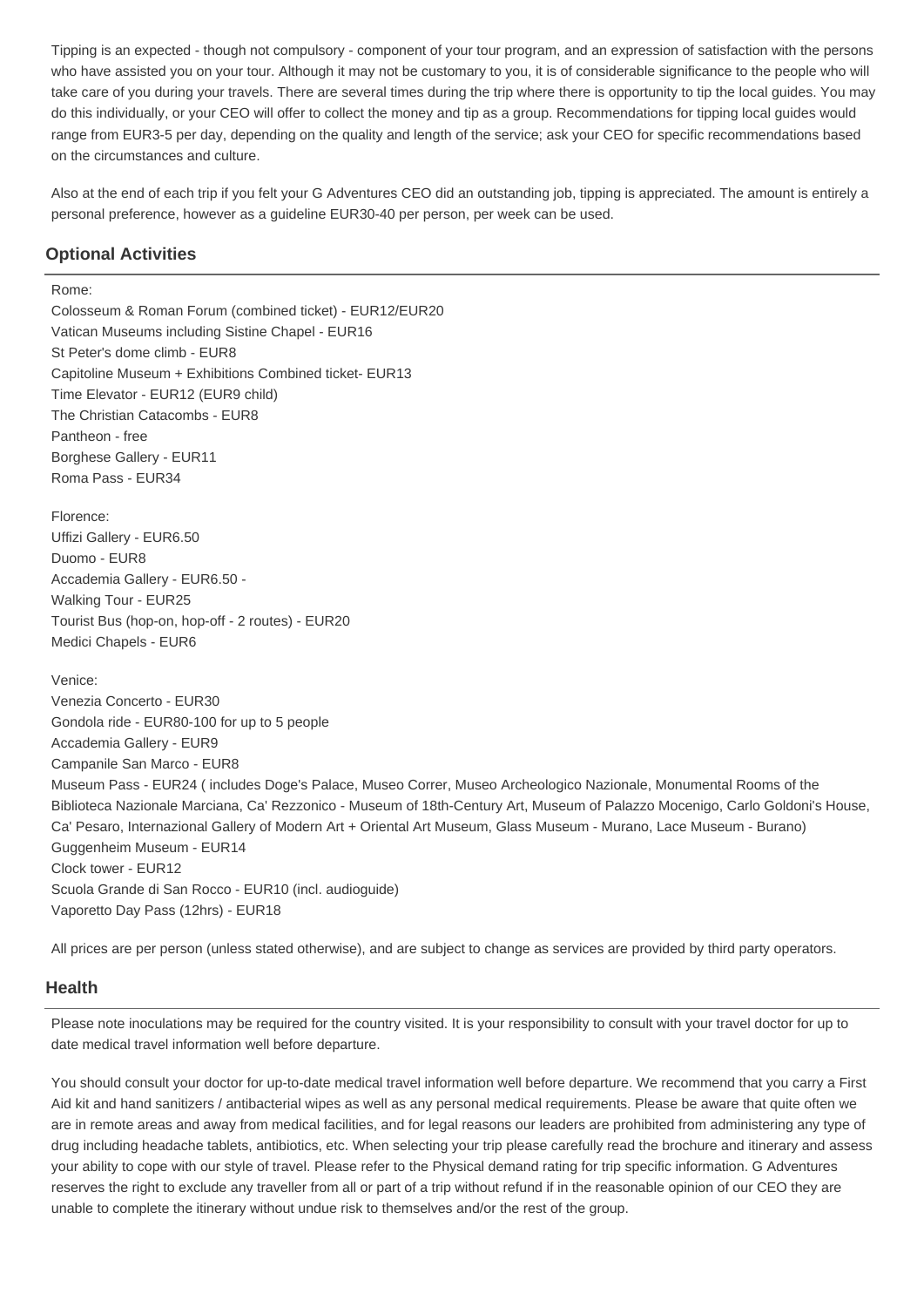Tipping is an expected - though not compulsory - component of your tour program, and an expression of satisfaction with the persons who have assisted you on your tour. Although it may not be customary to you, it is of considerable significance to the people who will take care of you during your travels. There are several times during the trip where there is opportunity to tip the local guides. You may do this individually, or your CEO will offer to collect the money and tip as a group. Recommendations for tipping local guides would range from EUR3-5 per day, depending on the quality and length of the service; ask your CEO for specific recommendations based on the circumstances and culture.

Also at the end of each trip if you felt your G Adventures CEO did an outstanding job, tipping is appreciated. The amount is entirely a personal preference, however as a guideline EUR30-40 per person, per week can be used.

## Optional Activities

Rome:
Colosseum & Roman Forum (combined ticket) - EUR12/EUR20
Vatican Museums including Sistine Chapel - EUR16
St Peter's dome climb - EUR8
Capitoline Museum + Exhibitions Combined ticket- EUR13
Time Elevator - EUR12 (EUR9 child)
The Christian Catacombs - EUR8
Pantheon - free
Borghese Gallery - EUR11
Roma Pass - EUR34

Florence:
Uffizi Gallery - EUR6.50
Duomo - EUR8
Accademia Gallery - EUR6.50 -
Walking Tour - EUR25
Tourist Bus (hop-on, hop-off - 2 routes) - EUR20
Medici Chapels - EUR6

Venice:
Venezia Concerto - EUR30
Gondola ride - EUR80-100 for up to 5 people
Accademia Gallery - EUR9
Campanile San Marco - EUR8
Museum Pass - EUR24 ( includes Doge's Palace, Museo Correr, Museo Archeologico Nazionale, Monumental Rooms of the Biblioteca Nazionale Marciana, Ca' Rezzonico - Museum of 18th-Century Art, Museum of Palazzo Mocenigo, Carlo Goldoni's House, Ca' Pesaro, Internazional Gallery of Modern Art + Oriental Art Museum, Glass Museum - Murano, Lace Museum - Burano)
Guggenheim Museum - EUR14
Clock tower - EUR12
Scuola Grande di San Rocco - EUR10 (incl. audioguide)
Vaporetto Day Pass (12hrs) - EUR18

All prices are per person (unless stated otherwise), and are subject to change as services are provided by third party operators.

## Health

Please note inoculations may be required for the country visited. It is your responsibility to consult with your travel doctor for up to date medical travel information well before departure.

You should consult your doctor for up-to-date medical travel information well before departure. We recommend that you carry a First Aid kit and hand sanitizers / antibacterial wipes as well as any personal medical requirements. Please be aware that quite often we are in remote areas and away from medical facilities, and for legal reasons our leaders are prohibited from administering any type of drug including headache tablets, antibiotics, etc. When selecting your trip please carefully read the brochure and itinerary and assess your ability to cope with our style of travel. Please refer to the Physical demand rating for trip specific information. G Adventures reserves the right to exclude any traveller from all or part of a trip without refund if in the reasonable opinion of our CEO they are unable to complete the itinerary without undue risk to themselves and/or the rest of the group.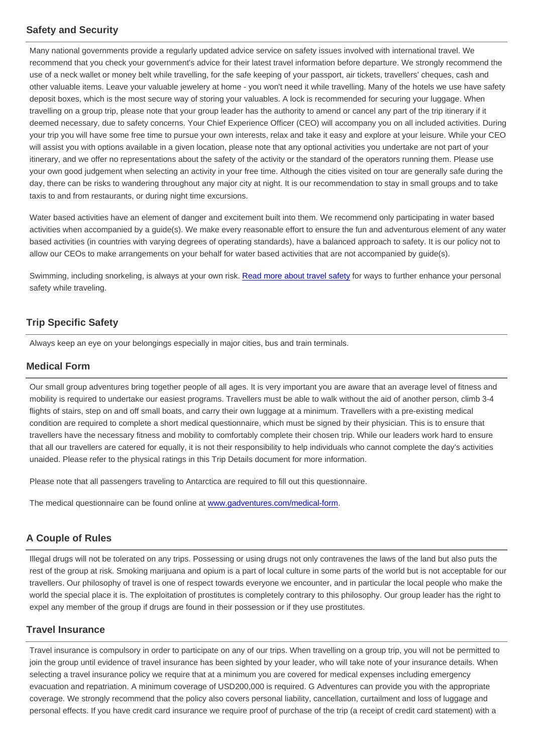## Safety and Security

Many national governments provide a regularly updated advice service on safety issues involved with international travel. We recommend that you check your government's advice for their latest travel information before departure. We strongly recommend the use of a neck wallet or money belt while travelling, for the safe keeping of your passport, air tickets, travellers' cheques, cash and other valuable items. Leave your valuable jewelery at home - you won't need it while travelling. Many of the hotels we use have safety deposit boxes, which is the most secure way of storing your valuables. A lock is recommended for securing your luggage. When travelling on a group trip, please note that your group leader has the authority to amend or cancel any part of the trip itinerary if it deemed necessary, due to safety concerns. Your Chief Experience Officer (CEO) will accompany you on all included activities. During your trip you will have some free time to pursue your own interests, relax and take it easy and explore at your leisure. While your CEO will assist you with options available in a given location, please note that any optional activities you undertake are not part of your itinerary, and we offer no representations about the safety of the activity or the standard of the operators running them. Please use your own good judgement when selecting an activity in your free time. Although the cities visited on tour are generally safe during the day, there can be risks to wandering throughout any major city at night. It is our recommendation to stay in small groups and to take taxis to and from restaurants, or during night time excursions.

Water based activities have an element of danger and excitement built into them. We recommend only participating in water based activities when accompanied by a guide(s). We make every reasonable effort to ensure the fun and adventurous element of any water based activities (in countries with varying degrees of operating standards), have a balanced approach to safety. It is our policy not to allow our CEOs to make arrangements on your behalf for water based activities that are not accompanied by guide(s).

Swimming, including snorkeling, is always at your own risk. Read more about travel safety for ways to further enhance your personal safety while traveling.

## Trip Specific Safety

Always keep an eye on your belongings especially in major cities, bus and train terminals.

## Medical Form

Our small group adventures bring together people of all ages. It is very important you are aware that an average level of fitness and mobility is required to undertake our easiest programs. Travellers must be able to walk without the aid of another person, climb 3-4 flights of stairs, step on and off small boats, and carry their own luggage at a minimum. Travellers with a pre-existing medical condition are required to complete a short medical questionnaire, which must be signed by their physician. This is to ensure that travellers have the necessary fitness and mobility to comfortably complete their chosen trip. While our leaders work hard to ensure that all our travellers are catered for equally, it is not their responsibility to help individuals who cannot complete the day's activities unaided. Please refer to the physical ratings in this Trip Details document for more information.

Please note that all passengers traveling to Antarctica are required to fill out this questionnaire.

The medical questionnaire can be found online at www.gadventures.com/medical-form.

## A Couple of Rules

Illegal drugs will not be tolerated on any trips. Possessing or using drugs not only contravenes the laws of the land but also puts the rest of the group at risk. Smoking marijuana and opium is a part of local culture in some parts of the world but is not acceptable for our travellers. Our philosophy of travel is one of respect towards everyone we encounter, and in particular the local people who make the world the special place it is. The exploitation of prostitutes is completely contrary to this philosophy. Our group leader has the right to expel any member of the group if drugs are found in their possession or if they use prostitutes.

## Travel Insurance

Travel insurance is compulsory in order to participate on any of our trips. When travelling on a group trip, you will not be permitted to join the group until evidence of travel insurance has been sighted by your leader, who will take note of your insurance details. When selecting a travel insurance policy we require that at a minimum you are covered for medical expenses including emergency evacuation and repatriation. A minimum coverage of USD200,000 is required. G Adventures can provide you with the appropriate coverage. We strongly recommend that the policy also covers personal liability, cancellation, curtailment and loss of luggage and personal effects. If you have credit card insurance we require proof of purchase of the trip (a receipt of credit card statement) with a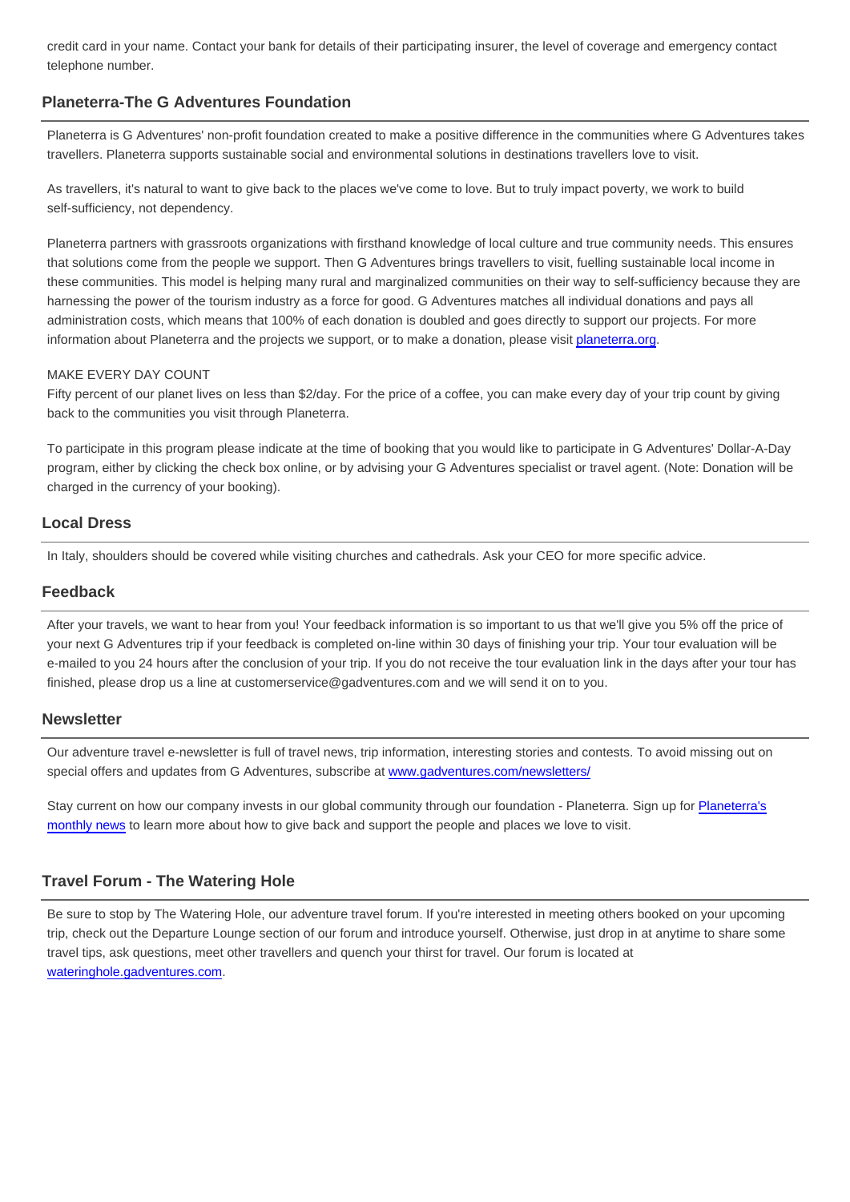credit card in your name. Contact your bank for details of their participating insurer, the level of coverage and emergency contact telephone number.

## Planeterra-The G Adventures Foundation

Planeterra is G Adventures' non-profit foundation created to make a positive difference in the communities where G Adventures takes travellers. Planeterra supports sustainable social and environmental solutions in destinations travellers love to visit.

As travellers, it's natural to want to give back to the places we've come to love. But to truly impact poverty, we work to build self-sufficiency, not dependency.

Planeterra partners with grassroots organizations with firsthand knowledge of local culture and true community needs. This ensures that solutions come from the people we support. Then G Adventures brings travellers to visit, fuelling sustainable local income in these communities. This model is helping many rural and marginalized communities on their way to self-sufficiency because they are harnessing the power of the tourism industry as a force for good. G Adventures matches all individual donations and pays all administration costs, which means that 100% of each donation is doubled and goes directly to support our projects. For more information about Planeterra and the projects we support, or to make a donation, please visit [planeterra.org](planeterra.org).

MAKE EVERY DAY COUNT
Fifty percent of our planet lives on less than $2/day. For the price of a coffee, you can make every day of your trip count by giving back to the communities you visit through Planeterra.

To participate in this program please indicate at the time of booking that you would like to participate in G Adventures' Dollar-A-Day program, either by clicking the check box online, or by advising your G Adventures specialist or travel agent. (Note: Donation will be charged in the currency of your booking).

## Local Dress

In Italy, shoulders should be covered while visiting churches and cathedrals. Ask your CEO for more specific advice.

## Feedback

After your travels, we want to hear from you! Your feedback information is so important to us that we'll give you 5% off the price of your next G Adventures trip if your feedback is completed on-line within 30 days of finishing your trip. Your tour evaluation will be e-mailed to you 24 hours after the conclusion of your trip. If you do not receive the tour evaluation link in the days after your tour has finished, please drop us a line at customerservice@gadventures.com and we will send it on to you.

## Newsletter

Our adventure travel e-newsletter is full of travel news, trip information, interesting stories and contests. To avoid missing out on special offers and updates from G Adventures, subscribe at [www.gadventures.com/newsletters/](www.gadventures.com/newsletters/)

Stay current on how our company invests in our global community through our foundation - Planeterra. Sign up for Planeterra's monthly news to learn more about how to give back and support the people and places we love to visit.

## Travel Forum - The Watering Hole

Be sure to stop by The Watering Hole, our adventure travel forum. If you're interested in meeting others booked on your upcoming trip, check out the Departure Lounge section of our forum and introduce yourself. Otherwise, just drop in at anytime to share some travel tips, ask questions, meet other travellers and quench your thirst for travel. Our forum is located at [wateringhole.gadventures.com](wateringhole.gadventures.com).